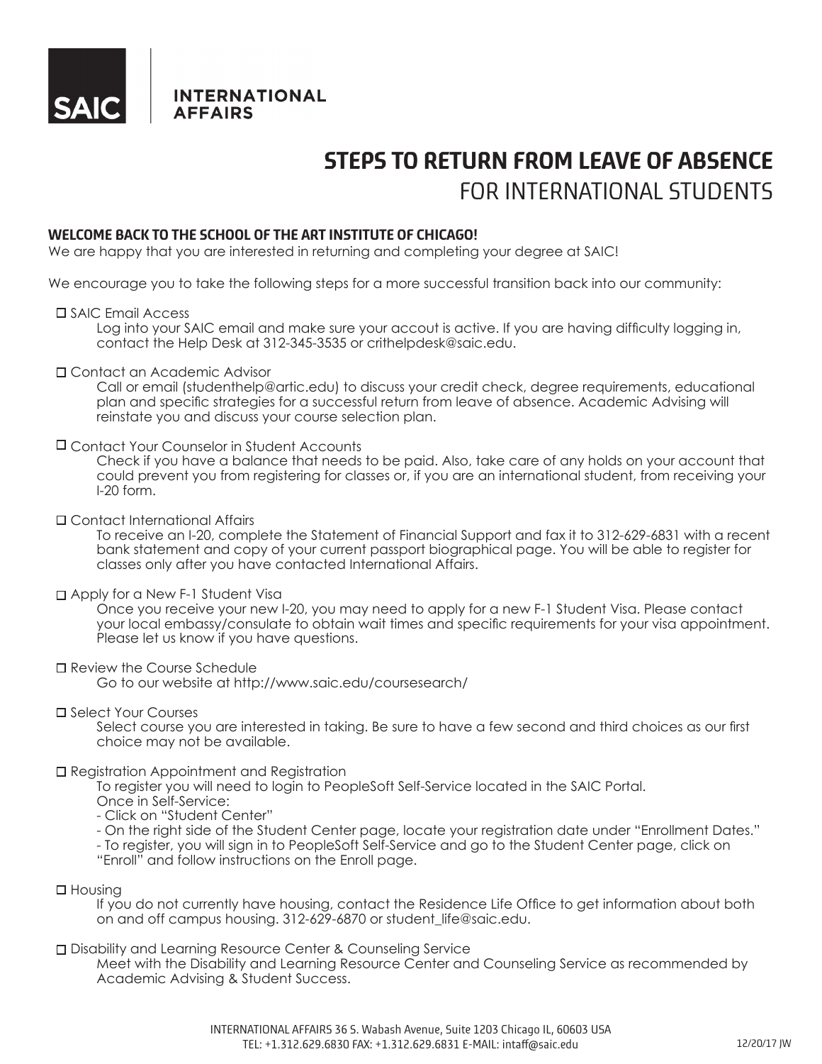**SAIC** | **INTERNATIONAL AFFAIRS**

# STEPS TO RETURN FROM LEAVE OF ABSENCE
## FOR INTERNATIONAL STUDENTS

**WELCOME BACK TO THE SCHOOL OF THE ART INSTITUTE OF CHICAGO!**

We are happy that you are interested in returning and completing your degree at SAIC!

We encourage you to take the following steps for a more successful transition back into our community:

- ☐ SAIC Email Access
  Log into your SAIC email and make sure your accout is active. If you are having difficulty logging in, contact the Help Desk at 312-345-3535 or crithelpdesk@saic.edu.

- ☐ Contact an Academic Advisor
  Call or email (studenthelp@artic.edu) to discuss your credit check, degree requirements, educational plan and specific strategies for a successful return from leave of absence. Academic Advising will reinstate you and discuss your course selection plan.

- ☐ Contact Your Counselor in Student Accounts
  Check if you have a balance that needs to be paid. Also, take care of any holds on your account that could prevent you from registering for classes or, if you are an international student, from receiving your I-20 form.

- ☐ Contact International Affairs
  To receive an I-20, complete the Statement of Financial Support and fax it to 312-629-6831 with a recent bank statement and copy of your current passport biographical page. You will be able to register for classes only after you have contacted International Affairs.

- ☐ Apply for a New F-1 Student Visa
  Once you receive your new I-20, you may need to apply for a new F-1 Student Visa. Please contact your local embassy/consulate to obtain wait times and specific requirements for your visa appointment. Please let us know if you have questions.

- ☐ Review the Course Schedule
  Go to our website at http://www.saic.edu/coursesearch/

- ☐ Select Your Courses
  Select course you are interested in taking. Be sure to have a few second and third choices as our first choice may not be available.

- ☐ Registration Appointment and Registration
  To register you will need to login to PeopleSoft Self-Service located in the SAIC Portal.
  Once in Self-Service:
  - Click on "Student Center"
  - On the right side of the Student Center page, locate your registration date under "Enrollment Dates."
  - To register, you will sign in to PeopleSoft Self-Service and go to the Student Center page, click on "Enroll" and follow instructions on the Enroll page.

- ☐ Housing
  If you do not currently have housing, contact the Residence Life Office to get information about both on and off campus housing. 312-629-6870 or student_life@saic.edu.

- ☐ Disability and Learning Resource Center & Counseling Service
  Meet with the Disability and Learning Resource Center and Counseling Service as recommended by Academic Advising & Student Success.

INTERNATIONAL AFFAIRS 36 S. Wabash Avenue, Suite 1203 Chicago IL, 60603 USA
TEL: +1.312.629.6830 FAX: +1.312.629.6831 E-MAIL: intaff@saic.edu

12/20/17 JW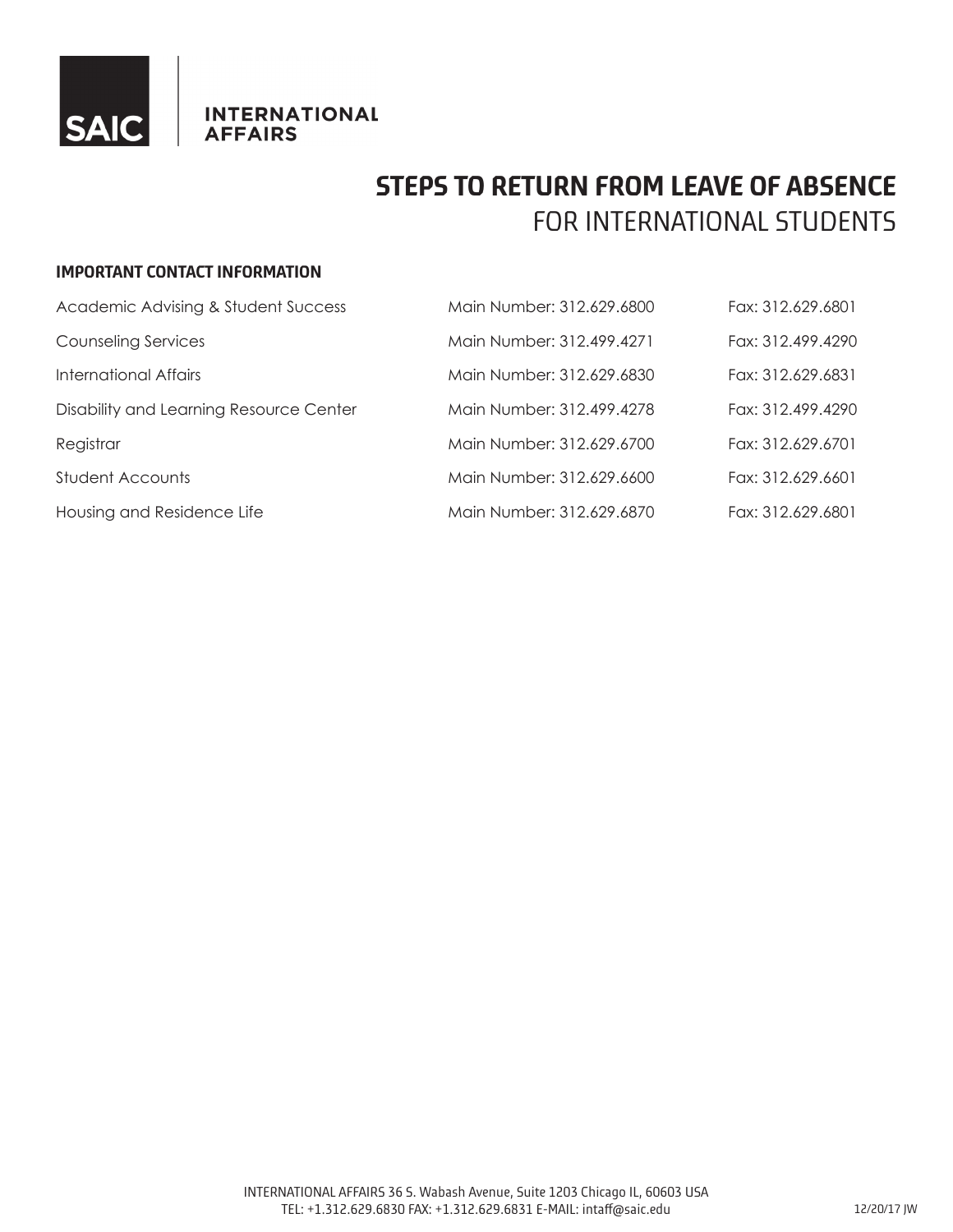SAIC | INTERNATIONAL AFFAIRS

# STEPS TO RETURN FROM LEAVE OF ABSENCE

## FOR INTERNATIONAL STUDENTS

### IMPORTANT CONTACT INFORMATION

| | | |
|---|---|---|
| Academic Advising & Student Success | Main Number: 312.629.6800 | Fax: 312.629.6801 |
| Counseling Services | Main Number: 312.499.4271 | Fax: 312.499.4290 |
| International Affairs | Main Number: 312.629.6830 | Fax: 312.629.6831 |
| Disability and Learning Resource Center | Main Number: 312.499.4278 | Fax: 312.499.4290 |
| Registrar | Main Number: 312.629.6700 | Fax: 312.629.6701 |
| Student Accounts | Main Number: 312.629.6600 | Fax: 312.629.6601 |
| Housing and Residence Life | Main Number: 312.629.6870 | Fax: 312.629.6801 |

INTERNATIONAL AFFAIRS 36 S. Wabash Avenue, Suite 1203 Chicago IL, 60603 USA
TEL: +1.312.629.6830 FAX: +1.312.629.6831 E-MAIL: intaff@saic.edu

12/20/17 JW